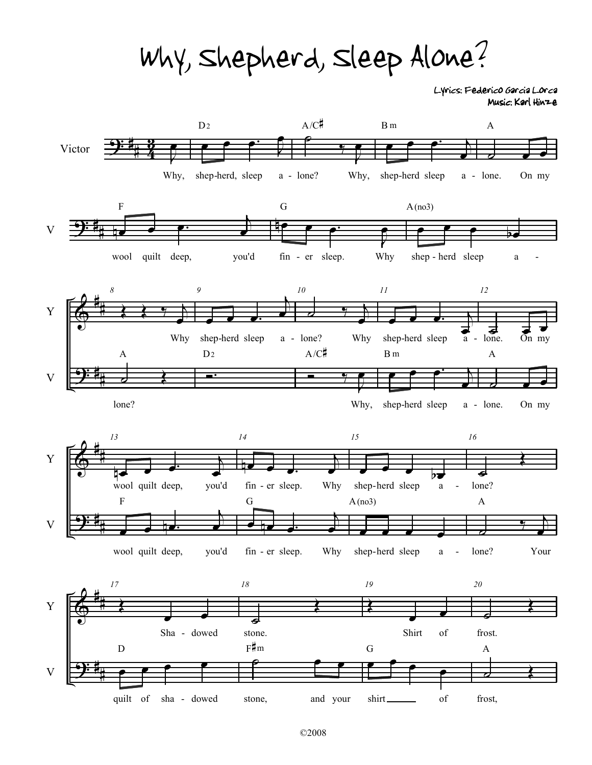# Why, Shepherd, Sleep Alone?

Lyrics: Federico Garcia Lorca
Music: Karl Hinze

©2008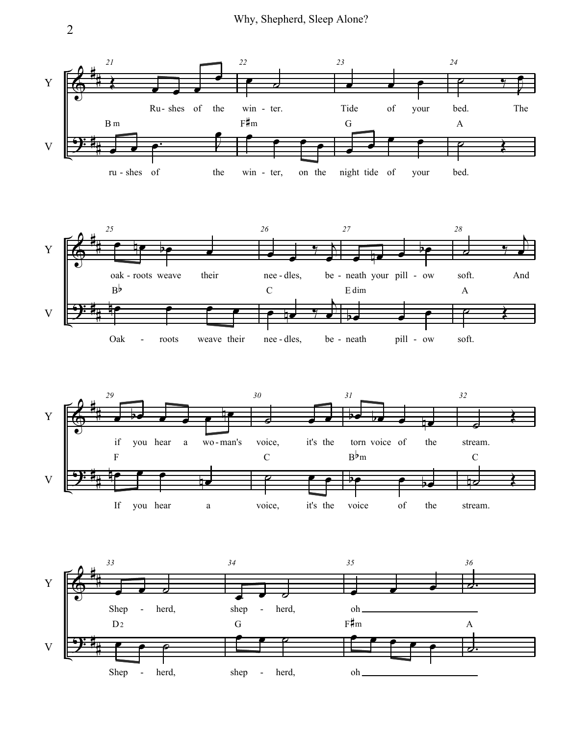Y: Ru-shes of the win-ter. Tide of your bed. The

B m — F♯m — G — A

V: ru-shes of the win-ter, on the night tide of your bed.

Y: oak-roots weave their nee-dles, be-neath your pill-ow soft. And

B♭ — C — E dim — A

V: Oak-roots weave their nee-dles, be-neath pill-ow soft.

Y: if you hear a wo-man's voice, it's the torn voice of the stream.

F — C — B♭m — C

V: If you hear a voice, it's the voice of the stream.

Y: Shep-herd, shep-herd, oh

D2 — G — F♯m — A

V: Shep-herd, shep-herd, oh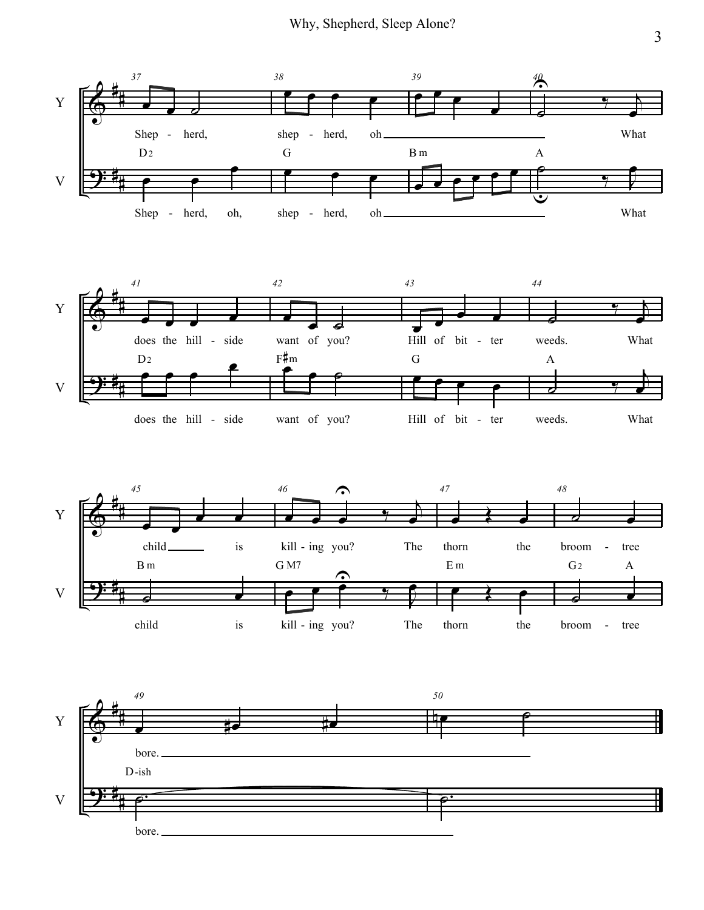37 38 39 40

Y: Shep - herd, shep - herd, oh What

D2 G Bm A

V: Shep - herd, oh, shep - herd, oh What

41 42 43 44

Y: does the hill - side want of you? Hill of bit - ter weeds. What

D2 F♯m G A

V: does the hill - side want of you? Hill of bit - ter weeds. What

45 46 47 48

Y: child is kill - ing you? The thorn the broom - tree

Bm GM7 Em G2 A

V: child is kill - ing you? The thorn the broom - tree

49 50

Y: bore.

D-ish

V: bore.